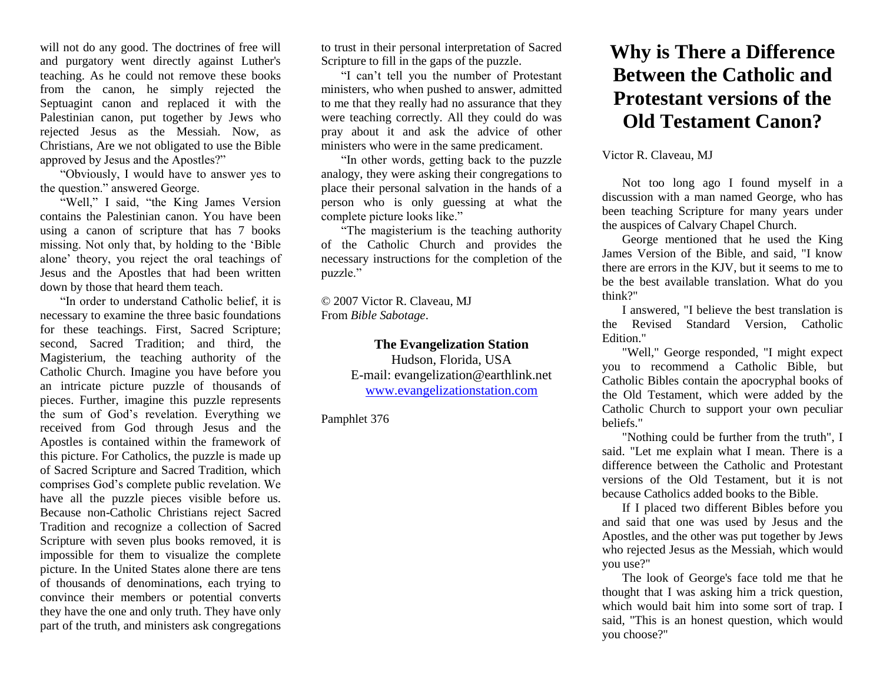will not do any good. The doctrines of free will and purgatory went directly against Luther's teaching. As he could not remove these books from the canon, he simply rejected the Septuagint canon and replaced it with the Palestinian canon, put together by Jews who rejected Jesus as the Messiah. Now, as Christians, Are we not obligated to use the Bible approved by Jesus and the Apostles?"

"Obviously, I would have to answer yes to the question." answered George.

"Well," I said, "the King James Version contains the Palestinian canon. You have been using a canon of scripture that has 7 books missing. Not only that, by holding to the 'Bible alone' theory, you reject the oral teachings of Jesus and the Apostles that had been written down by those that heard them teach.

"In order to understand Catholic belief, it is necessary to examine the three basic foundations for these teachings. First, Sacred Scripture; second, Sacred Tradition; and third, the Magisterium, the teaching authority of the Catholic Church. Imagine you have before you an intricate picture puzzle of thousands of pieces. Further, imagine this puzzle represents the sum of God's revelation. Everything we received from God through Jesus and the Apostles is contained within the framework of this picture. For Catholics, the puzzle is made up of Sacred Scripture and Sacred Tradition, which comprises God's complete public revelation. We have all the puzzle pieces visible before us. Because non-Catholic Christians reject Sacred Tradition and recognize a collection of Sacred Scripture with seven plus books removed, it is impossible for them to visualize the complete picture. In the United States alone there are tens of thousands of denominations, each trying to convince their members or potential converts they have the one and only truth. They have only part of the truth, and ministers ask congregations to trust in their personal interpretation of Sacred Scripture to fill in the gaps of the puzzle.

"I can't tell you the number of Protestant ministers, who when pushed to answer, admitted to me that they really had no assurance that they were teaching correctly. All they could do was pray about it and ask the advice of other ministers who were in the same predicament.

"In other words, getting back to the puzzle analogy, they were asking their congregations to place their personal salvation in the hands of a person who is only guessing at what the complete picture looks like."

"The magisterium is the teaching authority of the Catholic Church and provides the necessary instructions for the completion of the puzzle."

© 2007 Victor R. Claveau, MJ
From *Bible Sabotage*.

**The Evangelization Station**
Hudson, Florida, USA
E-mail: evangelization@earthlink.net
www.evangelizationstation.com

Pamphlet 376

# Why is There a Difference Between the Catholic and Protestant versions of the Old Testament Canon?

Victor R. Claveau, MJ

Not too long ago I found myself in a discussion with a man named George, who has been teaching Scripture for many years under the auspices of Calvary Chapel Church.

George mentioned that he used the King James Version of the Bible, and said, "I know there are errors in the KJV, but it seems to me to be the best available translation. What do you think?"

I answered, "I believe the best translation is the Revised Standard Version, Catholic Edition."

"Well," George responded, "I might expect you to recommend a Catholic Bible, but Catholic Bibles contain the apocryphal books of the Old Testament, which were added by the Catholic Church to support your own peculiar beliefs."

"Nothing could be further from the truth", I said. "Let me explain what I mean. There is a difference between the Catholic and Protestant versions of the Old Testament, but it is not because Catholics added books to the Bible.

If I placed two different Bibles before you and said that one was used by Jesus and the Apostles, and the other was put together by Jews who rejected Jesus as the Messiah, which would you use?"

The look of George's face told me that he thought that I was asking him a trick question, which would bait him into some sort of trap. I said, "This is an honest question, which would you choose?"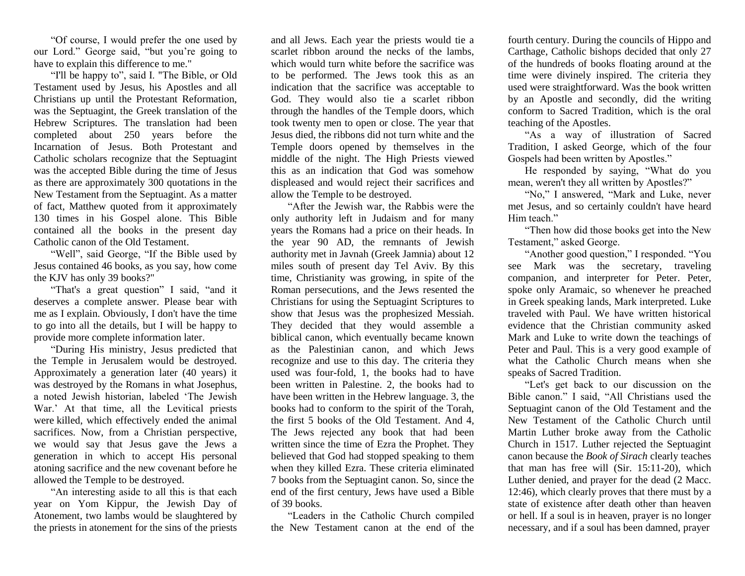"Of course, I would prefer the one used by our Lord." George said, "but you're going to have to explain this difference to me."

"I'll be happy to", said I. "The Bible, or Old Testament used by Jesus, his Apostles and all Christians up until the Protestant Reformation, was the Septuagint, the Greek translation of the Hebrew Scriptures. The translation had been completed about 250 years before the Incarnation of Jesus. Both Protestant and Catholic scholars recognize that the Septuagint was the accepted Bible during the time of Jesus as there are approximately 300 quotations in the New Testament from the Septuagint. As a matter of fact, Matthew quoted from it approximately 130 times in his Gospel alone. This Bible contained all the books in the present day Catholic canon of the Old Testament.

"Well", said George, "If the Bible used by Jesus contained 46 books, as you say, how come the KJV has only 39 books?"

"That's a great question" I said, "and it deserves a complete answer. Please bear with me as I explain. Obviously, I don't have the time to go into all the details, but I will be happy to provide more complete information later.

"During His ministry, Jesus predicted that the Temple in Jerusalem would be destroyed. Approximately a generation later (40 years) it was destroyed by the Romans in what Josephus, a noted Jewish historian, labeled 'The Jewish War.' At that time, all the Levitical priests were killed, which effectively ended the animal sacrifices. Now, from a Christian perspective, we would say that Jesus gave the Jews a generation in which to accept His personal atoning sacrifice and the new covenant before he allowed the Temple to be destroyed.

"An interesting aside to all this is that each year on Yom Kippur, the Jewish Day of Atonement, two lambs would be slaughtered by the priests in atonement for the sins of the priests and all Jews. Each year the priests would tie a scarlet ribbon around the necks of the lambs, which would turn white before the sacrifice was to be performed. The Jews took this as an indication that the sacrifice was acceptable to God. They would also tie a scarlet ribbon through the handles of the Temple doors, which took twenty men to open or close. The year that Jesus died, the ribbons did not turn white and the Temple doors opened by themselves in the middle of the night. The High Priests viewed this as an indication that God was somehow displeased and would reject their sacrifices and allow the Temple to be destroyed.

"After the Jewish war, the Rabbis were the only authority left in Judaism and for many years the Romans had a price on their heads. In the year 90 AD, the remnants of Jewish authority met in Javnah (Greek Jamnia) about 12 miles south of present day Tel Aviv. By this time, Christianity was growing, in spite of the Roman persecutions, and the Jews resented the Christians for using the Septuagint Scriptures to show that Jesus was the prophesized Messiah. They decided that they would assemble a biblical canon, which eventually became known as the Palestinian canon, and which Jews recognize and use to this day. The criteria they used was four-fold, 1, the books had to have been written in Palestine. 2, the books had to have been written in the Hebrew language. 3, the books had to conform to the spirit of the Torah, the first 5 books of the Old Testament. And 4, The Jews rejected any book that had been written since the time of Ezra the Prophet. They believed that God had stopped speaking to them when they killed Ezra. These criteria eliminated 7 books from the Septuagint canon. So, since the end of the first century, Jews have used a Bible of 39 books.

"Leaders in the Catholic Church compiled the New Testament canon at the end of the fourth century. During the councils of Hippo and Carthage, Catholic bishops decided that only 27 of the hundreds of books floating around at the time were divinely inspired. The criteria they used were straightforward. Was the book written by an Apostle and secondly, did the writing conform to Sacred Tradition, which is the oral teaching of the Apostles.

"As a way of illustration of Sacred Tradition, I asked George, which of the four Gospels had been written by Apostles."

He responded by saying, "What do you mean, weren't they all written by Apostles?"

"No," I answered, "Mark and Luke, never met Jesus, and so certainly couldn't have heard Him teach."

"Then how did those books get into the New Testament," asked George.

"Another good question," I responded. "You see Mark was the secretary, traveling companion, and interpreter for Peter. Peter, spoke only Aramaic, so whenever he preached in Greek speaking lands, Mark interpreted. Luke traveled with Paul. We have written historical evidence that the Christian community asked Mark and Luke to write down the teachings of Peter and Paul. This is a very good example of what the Catholic Church means when she speaks of Sacred Tradition.

"Let's get back to our discussion on the Bible canon." I said, "All Christians used the Septuagint canon of the Old Testament and the New Testament of the Catholic Church until Martin Luther broke away from the Catholic Church in 1517. Luther rejected the Septuagint canon because the *Book of Sirach* clearly teaches that man has free will (Sir. 15:11-20), which Luther denied, and prayer for the dead (2 Macc. 12:46), which clearly proves that there must by a state of existence after death other than heaven or hell. If a soul is in heaven, prayer is no longer necessary, and if a soul has been damned, prayer